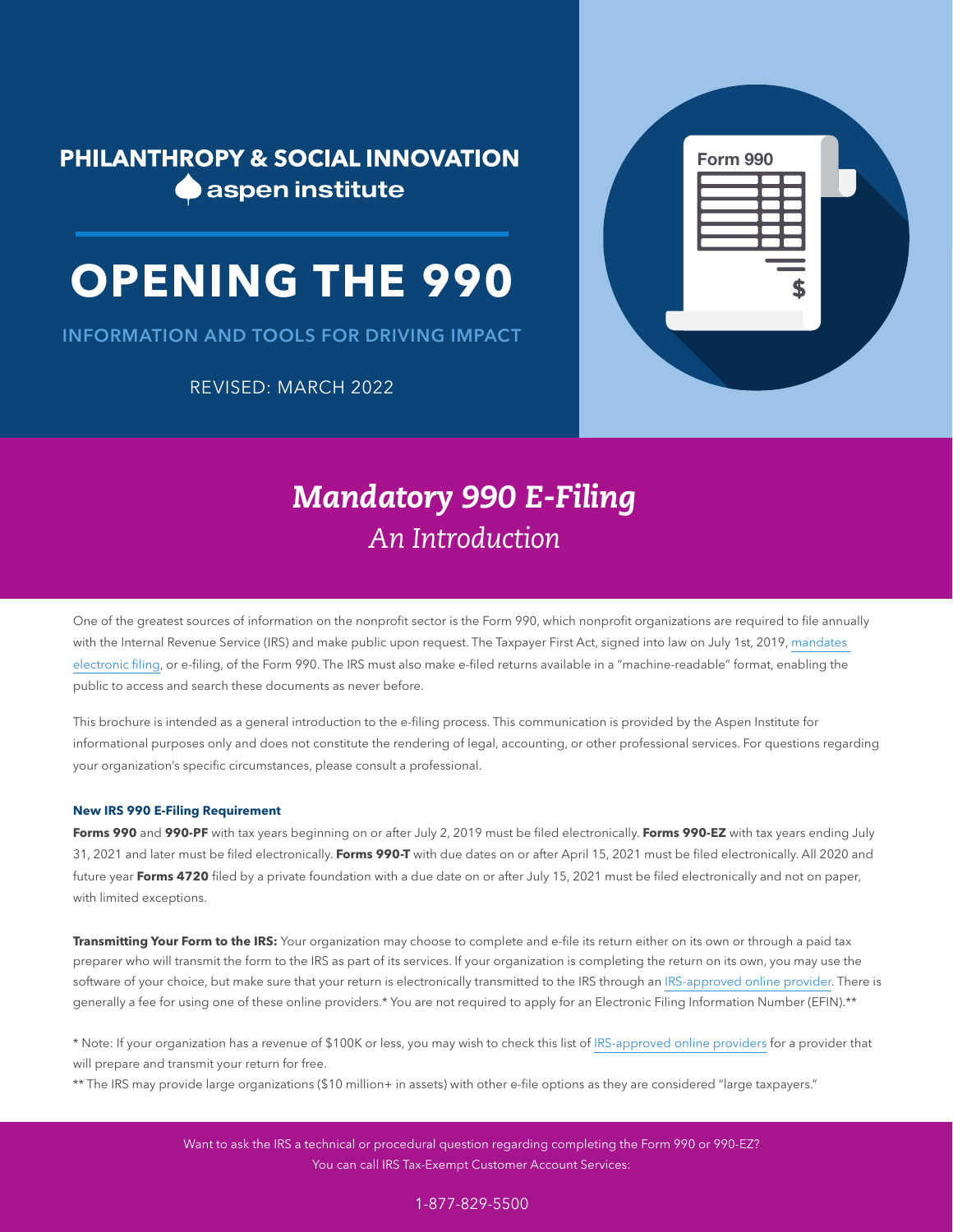PHILANTHROPY & SOCIAL INNOVATION
aspen institute

# OPENING THE 990

INFORMATION AND TOOLS FOR DRIVING IMPACT

REVISED: MARCH 2022

Form 990

## *Mandatory 990 E-Filing*
*An Introduction*

One of the greatest sources of information on the nonprofit sector is the Form 990, which nonprofit organizations are required to file annually with the Internal Revenue Service (IRS) and make public upon request. The Taxpayer First Act, signed into law on July 1st, 2019, mandates electronic filing, or e-filing, of the Form 990. The IRS must also make e-filed returns available in a "machine-readable" format, enabling the public to access and search these documents as never before.

This brochure is intended as a general introduction to the e-filing process. This communication is provided by the Aspen Institute for informational purposes only and does not constitute the rendering of legal, accounting, or other professional services. For questions regarding your organization's specific circumstances, please consult a professional.

**New IRS 990 E-Filing Requirement**

**Forms 990** and **990-PF** with tax years beginning on or after July 2, 2019 must be filed electronically. **Forms 990-EZ** with tax years ending July 31, 2021 and later must be filed electronically. **Forms 990-T** with due dates on or after April 15, 2021 must be filed electronically. All 2020 and future year **Forms 4720** filed by a private foundation with a due date on or after July 15, 2021 must be filed electronically and not on paper, with limited exceptions.

**Transmitting Your Form to the IRS:** Your organization may choose to complete and e-file its return either on its own or through a paid tax preparer who will transmit the form to the IRS as part of its services. If your organization is completing the return on its own, you may use the software of your choice, but make sure that your return is electronically transmitted to the IRS through an IRS-approved online provider. There is generally a fee for using one of these online providers.* You are not required to apply for an Electronic Filing Information Number (EFIN).**

* Note: If your organization has a revenue of $100K or less, you may wish to check this list of IRS-approved online providers for a provider that will prepare and transmit your return for free.

** The IRS may provide large organizations ($10 million+ in assets) with other e-file options as they are considered "large taxpayers."

Want to ask the IRS a technical or procedural question regarding completing the Form 990 or 990-EZ?
You can call IRS Tax-Exempt Customer Account Services:

1-877-829-5500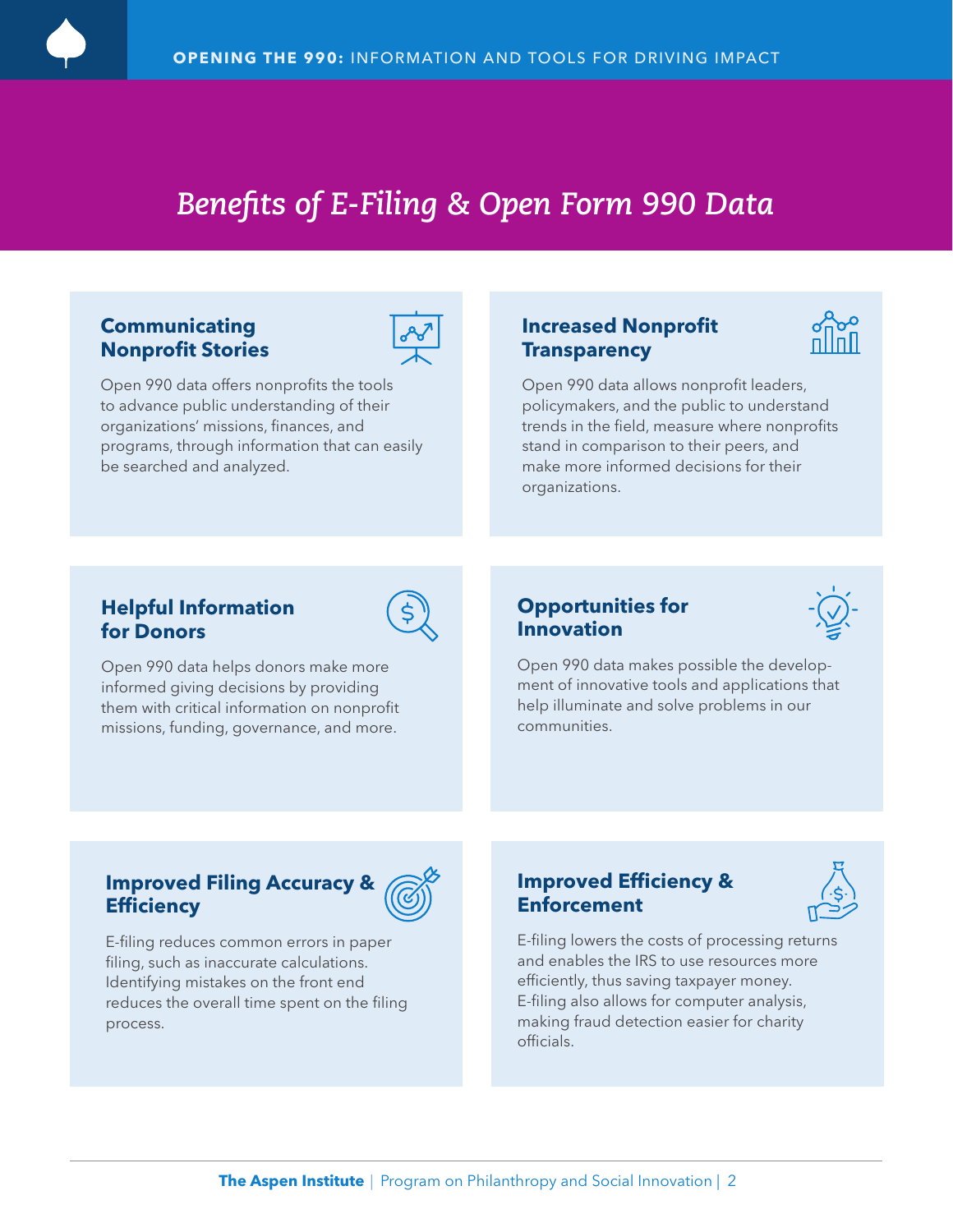# Benefits of E-Filing & Open Form 990 Data

## Communicating Nonprofit Stories

Open 990 data offers nonprofits the tools to advance public understanding of their organizations' missions, finances, and programs, through information that can easily be searched and analyzed.

## Increased Nonprofit Transparency

Open 990 data allows nonprofit leaders, policymakers, and the public to understand trends in the field, measure where nonprofits stand in comparison to their peers, and make more informed decisions for their organizations.

## Helpful Information for Donors

Open 990 data helps donors make more informed giving decisions by providing them with critical information on nonprofit missions, funding, governance, and more.

## Opportunities for Innovation

Open 990 data makes possible the development of innovative tools and applications that help illuminate and solve problems in our communities.

## Improved Filing Accuracy & Efficiency

E-filing reduces common errors in paper filing, such as inaccurate calculations. Identifying mistakes on the front end reduces the overall time spent on the filing process.

## Improved Efficiency & Enforcement

E-filing lowers the costs of processing returns and enables the IRS to use resources more efficiently, thus saving taxpayer money. E-filing also allows for computer analysis, making fraud detection easier for charity officials.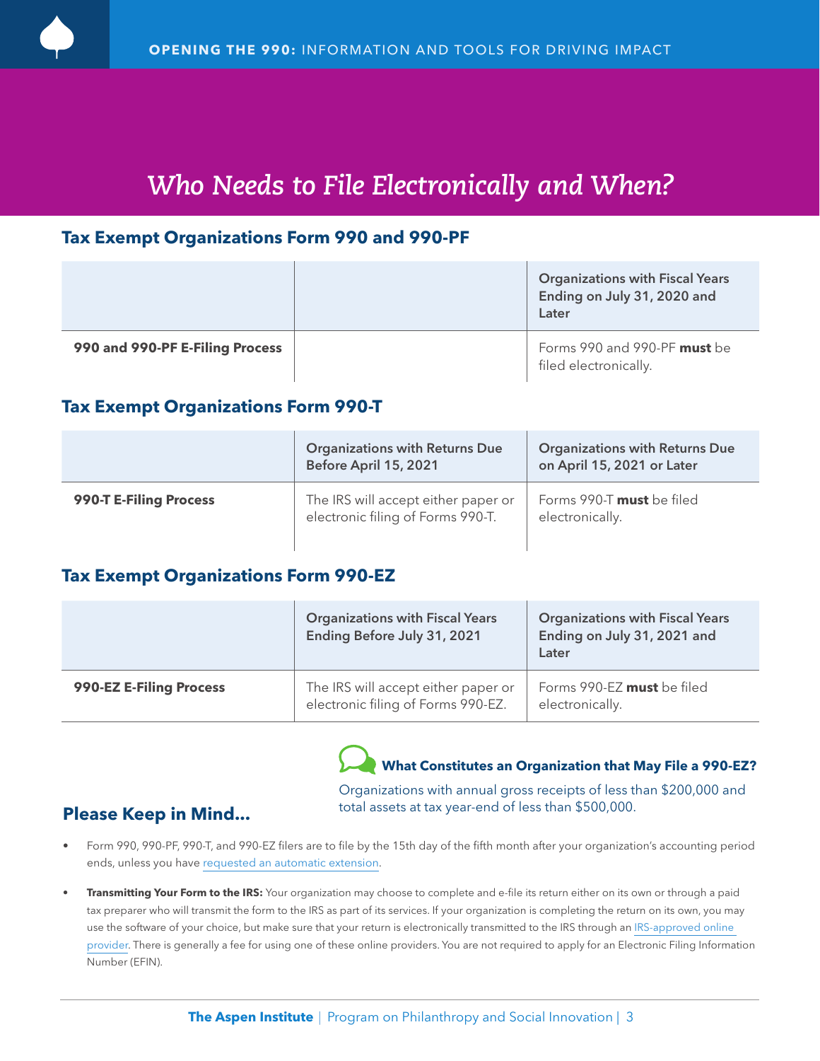# *Who Needs to File Electronically and When?*

## Tax Exempt Organizations Form 990 and 990-PF

| | | Organizations with Fiscal Years Ending on July 31, 2020 and Later |
|---|---|---|
| **990 and 990-PF E-Filing Process** | | Forms 990 and 990-PF **must** be filed electronically. |

## Tax Exempt Organizations Form 990-T

| | Organizations with Returns Due Before April 15, 2021 | Organizations with Returns Due on April 15, 2021 or Later |
|---|---|---|
| **990-T E-Filing Process** | The IRS will accept either paper or electronic filing of Forms 990-T. | Forms 990-T **must** be filed electronically. |

## Tax Exempt Organizations Form 990-EZ

| | Organizations with Fiscal Years Ending Before July 31, 2021 | Organizations with Fiscal Years Ending on July 31, 2021 and Later |
|---|---|---|
| **990-EZ E-Filing Process** | The IRS will accept either paper or electronic filing of Forms 990-EZ. | Forms 990-EZ **must** be filed electronically. |

### What Constitutes an Organization that May File a 990-EZ?

Organizations with annual gross receipts of less than $200,000 and total assets at tax year-end of less than $500,000.

## Please Keep in Mind...

- Form 990, 990-PF, 990-T, and 990-EZ filers are to file by the 15th day of the fifth month after your organization's accounting period ends, unless you have requested an automatic extension.
- **Transmitting Your Form to the IRS:** Your organization may choose to complete and e-file its return either on its own or through a paid tax preparer who will transmit the form to the IRS as part of its services. If your organization is completing the return on its own, you may use the software of your choice, but make sure that your return is electronically transmitted to the IRS through an IRS-approved online provider. There is generally a fee for using one of these online providers. You are not required to apply for an Electronic Filing Information Number (EFIN).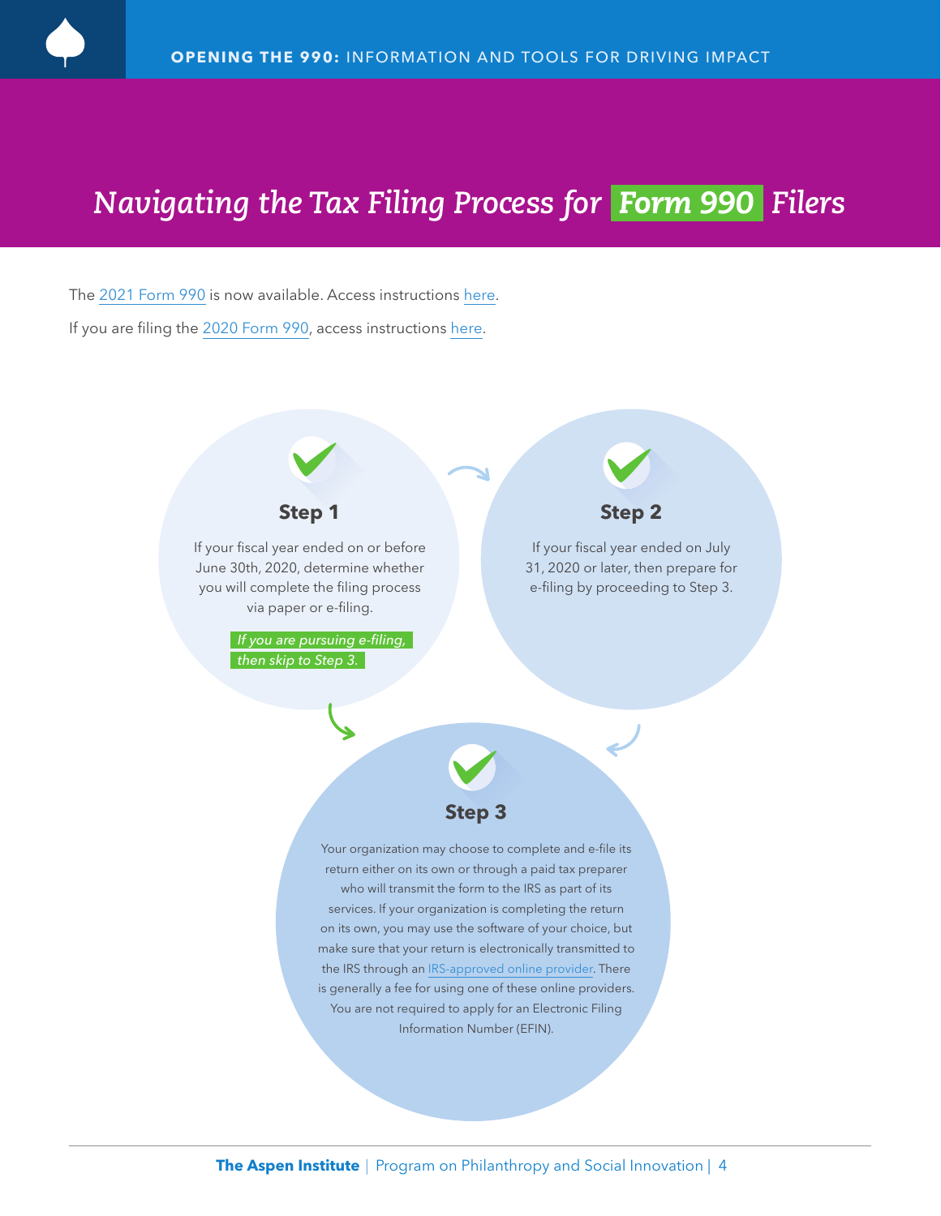# *Navigating the Tax Filing Process for Form 990 Filers*

The 2021 Form 990 is now available. Access instructions here.

If you are filing the 2020 Form 990, access instructions here.

### Step 1

If your fiscal year ended on or before June 30th, 2020, determine whether you will complete the filing process via paper or e-filing.

*If you are pursuing e-filing, then skip to Step 3.*

### Step 2

If your fiscal year ended on July 31, 2020 or later, then prepare for e-filing by proceeding to Step 3.

### Step 3

Your organization may choose to complete and e-file its return either on its own or through a paid tax preparer who will transmit the form to the IRS as part of its services. If your organization is completing the return on its own, you may use the software of your choice, but make sure that your return is electronically transmitted to the IRS through an IRS-approved online provider. There is generally a fee for using one of these online providers. You are not required to apply for an Electronic Filing Information Number (EFIN).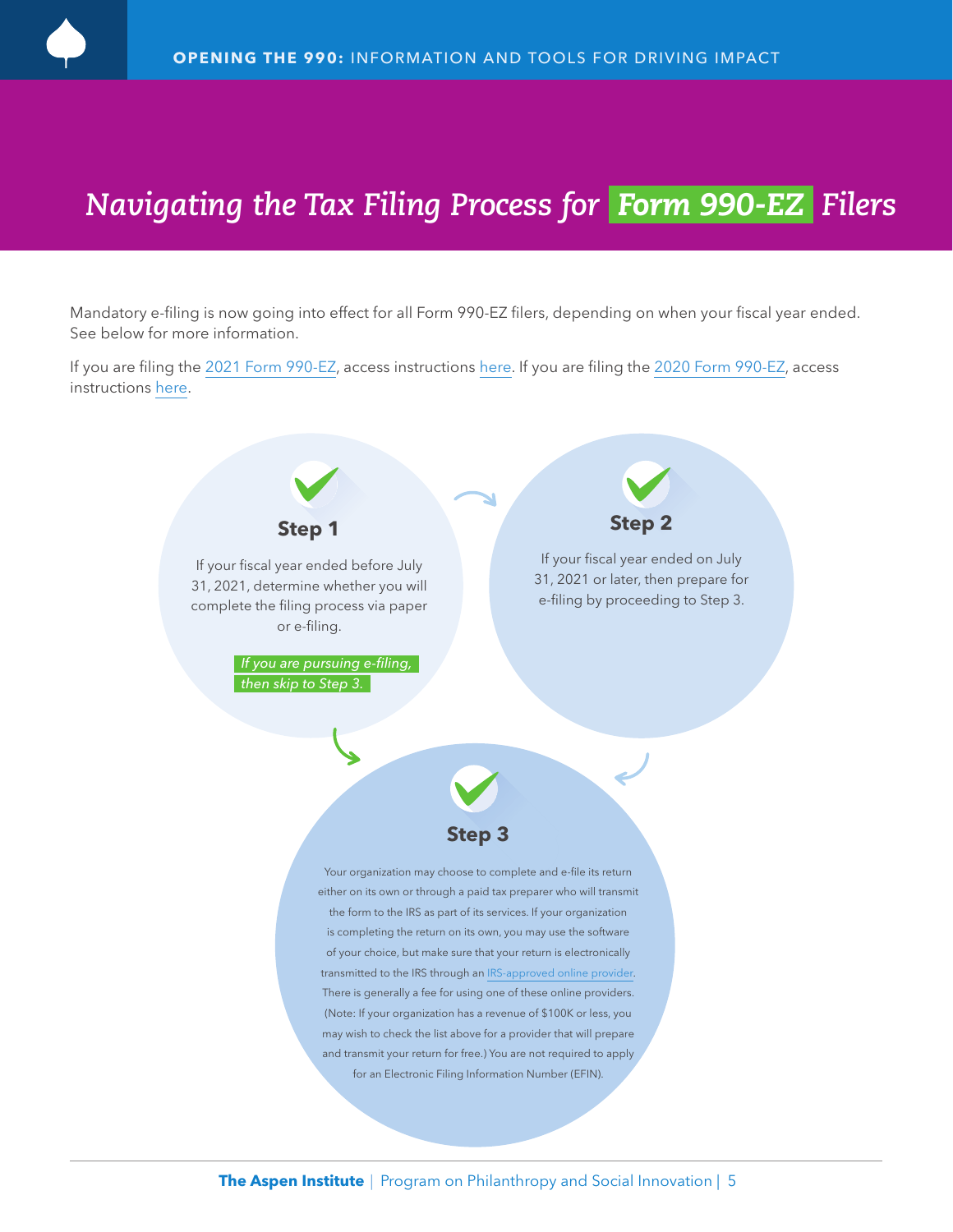# *Navigating the Tax Filing Process for Form 990-EZ Filers*

Mandatory e-filing is now going into effect for all Form 990-EZ filers, depending on when your fiscal year ended. See below for more information.

If you are filing the 2021 Form 990-EZ, access instructions here. If you are filing the 2020 Form 990-EZ, access instructions here.

### Step 1

If your fiscal year ended before July 31, 2021, determine whether you will complete the filing process via paper or e-filing.

*If you are pursuing e-filing, then skip to Step 3.*

### Step 2

If your fiscal year ended on July 31, 2021 or later, then prepare for e-filing by proceeding to Step 3.

### Step 3

Your organization may choose to complete and e-file its return either on its own or through a paid tax preparer who will transmit the form to the IRS as part of its services. If your organization is completing the return on its own, you may use the software of your choice, but make sure that your return is electronically transmitted to the IRS through an IRS-approved online provider. There is generally a fee for using one of these online providers. (Note: If your organization has a revenue of $100K or less, you may wish to check the list above for a provider that will prepare and transmit your return for free.) You are not required to apply for an Electronic Filing Information Number (EFIN).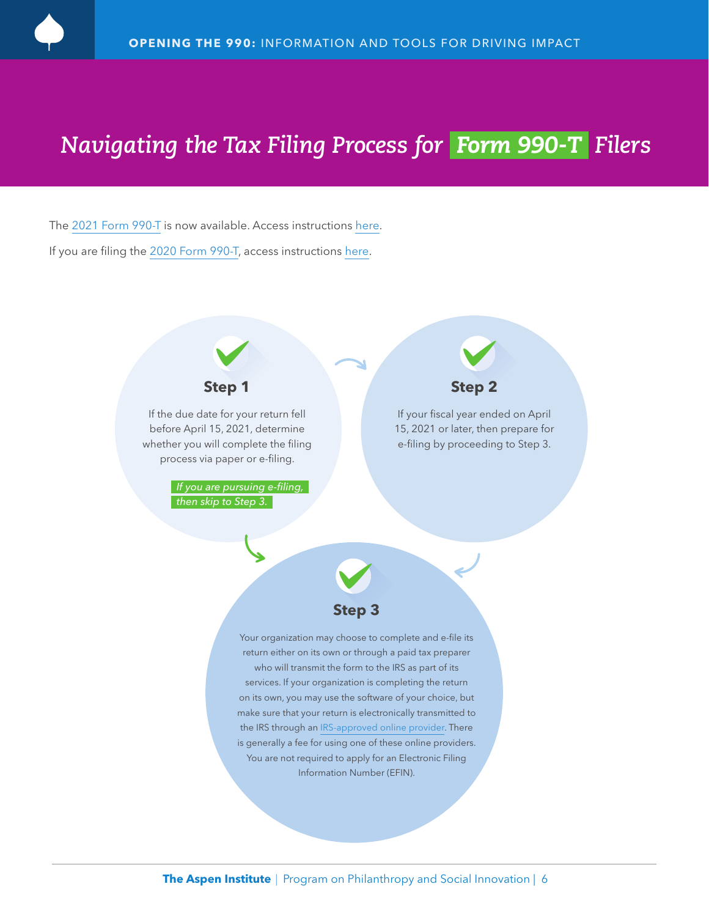# *Navigating the Tax Filing Process for Form 990-T Filers*

The 2021 Form 990-T is now available. Access instructions here.

If you are filing the 2020 Form 990-T, access instructions here.

### Step 1

If the due date for your return fell before April 15, 2021, determine whether you will complete the filing process via paper or e-filing.

*If you are pursuing e-filing, then skip to Step 3.*

### Step 2

If your fiscal year ended on April 15, 2021 or later, then prepare for e-filing by proceeding to Step 3.

### Step 3

Your organization may choose to complete and e-file its return either on its own or through a paid tax preparer who will transmit the form to the IRS as part of its services. If your organization is completing the return on its own, you may use the software of your choice, but make sure that your return is electronically transmitted to the IRS through an IRS-approved online provider. There is generally a fee for using one of these online providers. You are not required to apply for an Electronic Filing Information Number (EFIN).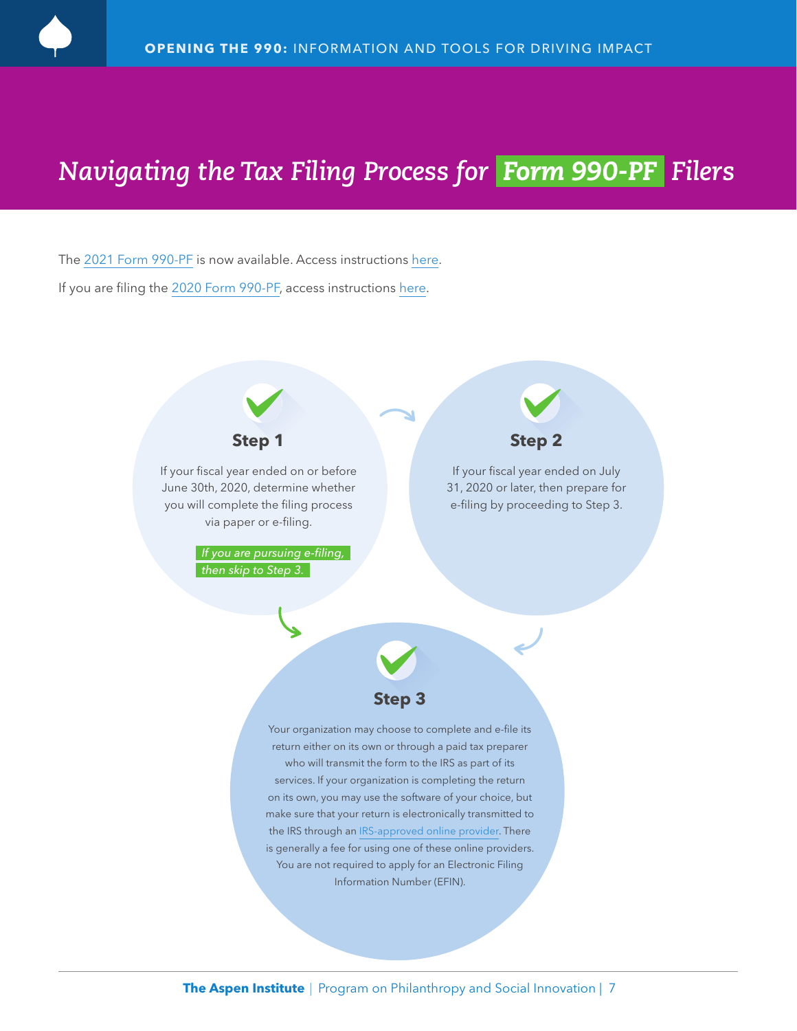# *Navigating the Tax Filing Process for **Form 990-PF** Filers*

The [2021 Form 990-PF](#) is now available. Access instructions [here](#).

If you are filing the [2020 Form 990-PF](#), access instructions [here](#).

### Step 1

If your fiscal year ended on or before June 30th, 2020, determine whether you will complete the filing process via paper or e-filing.

*If you are pursuing e-filing, then skip to Step 3.*

### Step 2

If your fiscal year ended on July 31, 2020 or later, then prepare for e-filing by proceeding to Step 3.

### Step 3

Your organization may choose to complete and e-file its return either on its own or through a paid tax preparer who will transmit the form to the IRS as part of its services. If your organization is completing the return on its own, you may use the software of your choice, but make sure that your return is electronically transmitted to the IRS through an [IRS-approved online provider](#). There is generally a fee for using one of these online providers. You are not required to apply for an Electronic Filing Information Number (EFIN).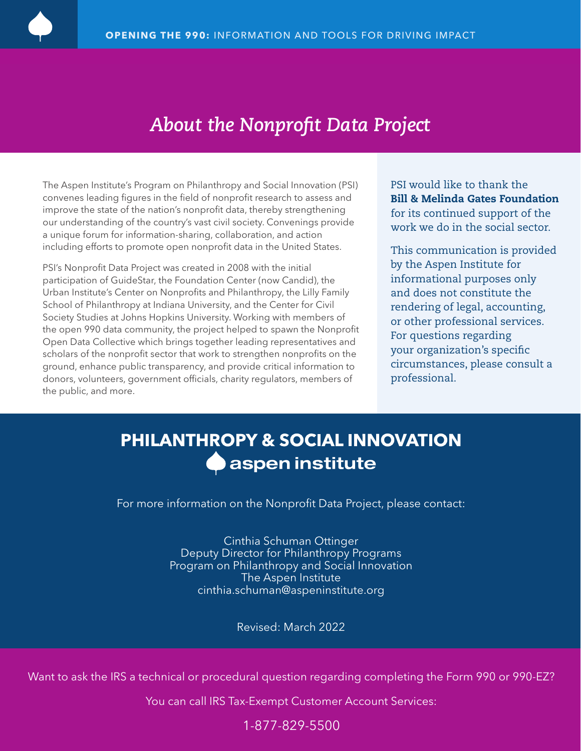# *About the Nonprofit Data Project*

The Aspen Institute's Program on Philanthropy and Social Innovation (PSI) convenes leading figures in the field of nonprofit research to assess and improve the state of the nation's nonprofit data, thereby strengthening our understanding of the country's vast civil society. Convenings provide a unique forum for information-sharing, collaboration, and action including efforts to promote open nonprofit data in the United States.

PSI's Nonprofit Data Project was created in 2008 with the initial participation of GuideStar, the Foundation Center (now Candid), the Urban Institute's Center on Nonprofits and Philanthropy, the Lilly Family School of Philanthropy at Indiana University, and the Center for Civil Society Studies at Johns Hopkins University. Working with members of the open 990 data community, the project helped to spawn the Nonprofit Open Data Collective which brings together leading representatives and scholars of the nonprofit sector that work to strengthen nonprofits on the ground, enhance public transparency, and provide critical information to donors, volunteers, government officials, charity regulators, members of the public, and more.

PSI would like to thank the **Bill & Melinda Gates Foundation** for its continued support of the work we do in the social sector.

This communication is provided by the Aspen Institute for informational purposes only and does not constitute the rendering of legal, accounting, or other professional services. For questions regarding your organization's specific circumstances, please consult a professional.

**PHILANTHROPY & SOCIAL INNOVATION**
**aspen institute**

For more information on the Nonprofit Data Project, please contact:

Cinthia Schuman Ottinger
Deputy Director for Philanthropy Programs
Program on Philanthropy and Social Innovation
The Aspen Institute
cinthia.schuman@aspeninstitute.org

Revised: March 2022

Want to ask the IRS a technical or procedural question regarding completing the Form 990 or 990-EZ?

You can call IRS Tax-Exempt Customer Account Services:

1-877-829-5500